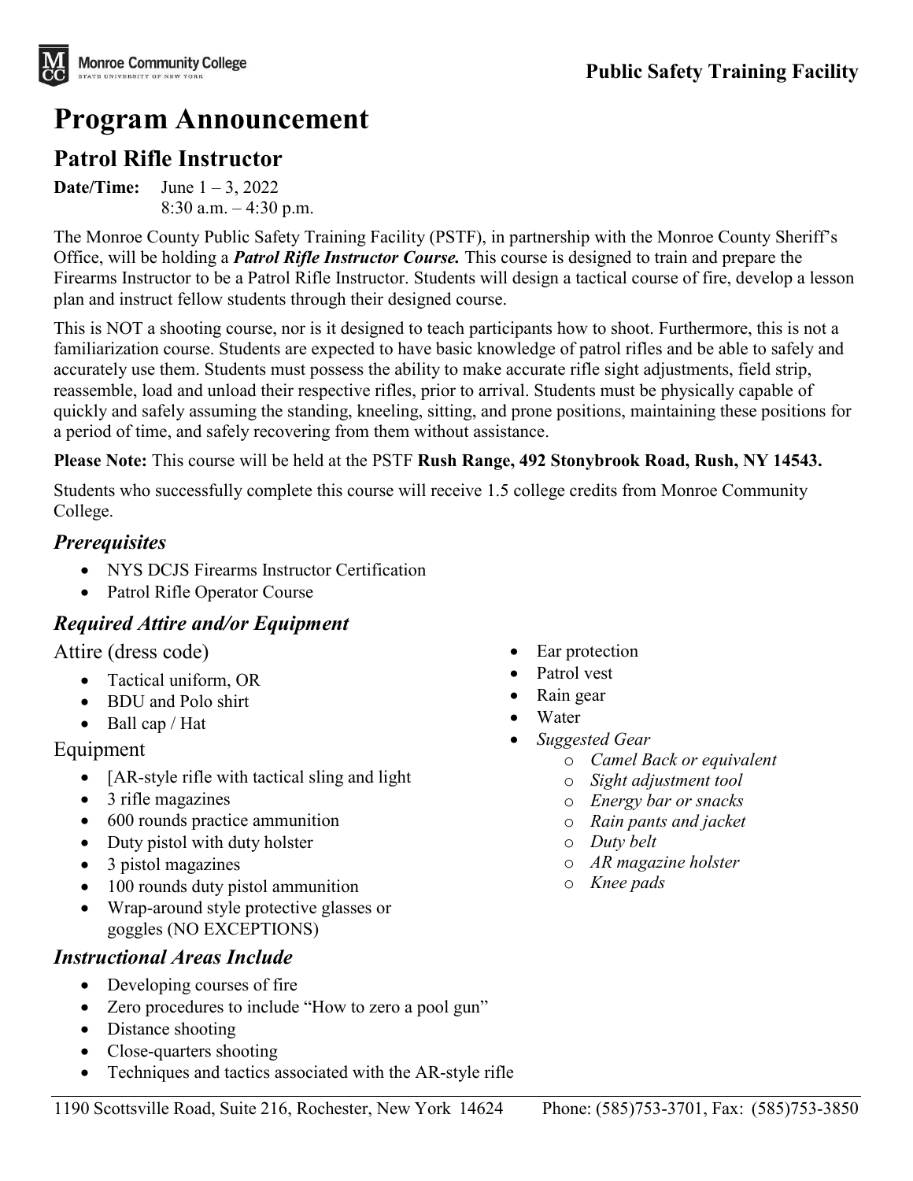Monroe Community College
STATE UNIVERSITY OF NEW YORK

Public Safety Training Facility

# Program Announcement

## Patrol Rifle Instructor

**Date/Time:** June 1 – 3, 2022
8:30 a.m. – 4:30 p.m.

The Monroe County Public Safety Training Facility (PSTF), in partnership with the Monroe County Sheriff's Office, will be holding a ***Patrol Rifle Instructor Course.*** This course is designed to train and prepare the Firearms Instructor to be a Patrol Rifle Instructor. Students will design a tactical course of fire, develop a lesson plan and instruct fellow students through their designed course.

This is NOT a shooting course, nor is it designed to teach participants how to shoot. Furthermore, this is not a familiarization course. Students are expected to have basic knowledge of patrol rifles and be able to safely and accurately use them. Students must possess the ability to make accurate rifle sight adjustments, field strip, reassemble, load and unload their respective rifles, prior to arrival. Students must be physically capable of quickly and safely assuming the standing, kneeling, sitting, and prone positions, maintaining these positions for a period of time, and safely recovering from them without assistance.

**Please Note:** This course will be held at the PSTF **Rush Range, 492 Stonybrook Road, Rush, NY 14543.**

Students who successfully complete this course will receive 1.5 college credits from Monroe Community College.

### *Prerequisites*

- NYS DCJS Firearms Instructor Certification
- Patrol Rifle Operator Course

### *Required Attire and/or Equipment*

Attire (dress code)

- Tactical uniform, OR
- BDU and Polo shirt
- Ball cap / Hat

Equipment

- [AR-style rifle with tactical sling and light
- 3 rifle magazines
- 600 rounds practice ammunition
- Duty pistol with duty holster
- 3 pistol magazines
- 100 rounds duty pistol ammunition
- Wrap-around style protective glasses or goggles (NO EXCEPTIONS)
- Ear protection
- Patrol vest
- Rain gear
- Water
- *Suggested Gear*
  - *Camel Back or equivalent*
  - *Sight adjustment tool*
  - *Energy bar or snacks*
  - *Rain pants and jacket*
  - *Duty belt*
  - *AR magazine holster*
  - *Knee pads*

### *Instructional Areas Include*

- Developing courses of fire
- Zero procedures to include "How to zero a pool gun"
- Distance shooting
- Close-quarters shooting
- Techniques and tactics associated with the AR-style rifle

1190 Scottsville Road, Suite 216, Rochester, New York 14624 Phone: (585)753-3701, Fax: (585)753-3850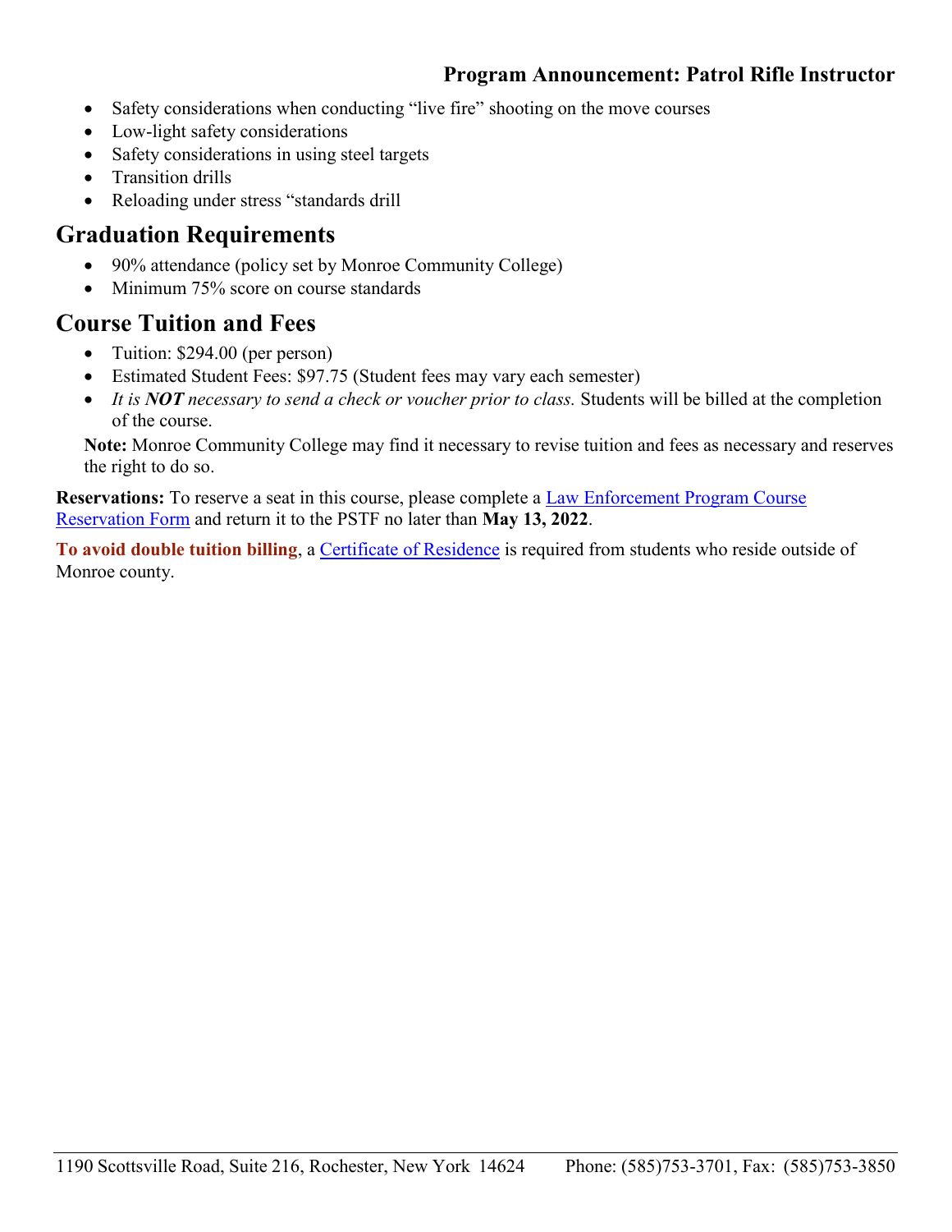- Safety considerations when conducting "live fire" shooting on the move courses
- Low-light safety considerations
- Safety considerations in using steel targets
- Transition drills
- Reloading under stress "standards drill

## Graduation Requirements

- 90% attendance (policy set by Monroe Community College)
- Minimum 75% score on course standards

## Course Tuition and Fees

- Tuition: $294.00 (per person)
- Estimated Student Fees: $97.75 (Student fees may vary each semester)
- *It is **NOT** necessary to send a check or voucher prior to class.* Students will be billed at the completion of the course.

**Note:** Monroe Community College may find it necessary to revise tuition and fees as necessary and reserves the right to do so.

**Reservations:** To reserve a seat in this course, please complete a Law Enforcement Program Course Reservation Form and return it to the PSTF no later than **May 13, 2022**.

**To avoid double tuition billing**, a Certificate of Residence is required from students who reside outside of Monroe county.

1190 Scottsville Road, Suite 216, Rochester, New York 14624 Phone: (585)753-3701, Fax: (585)753-3850